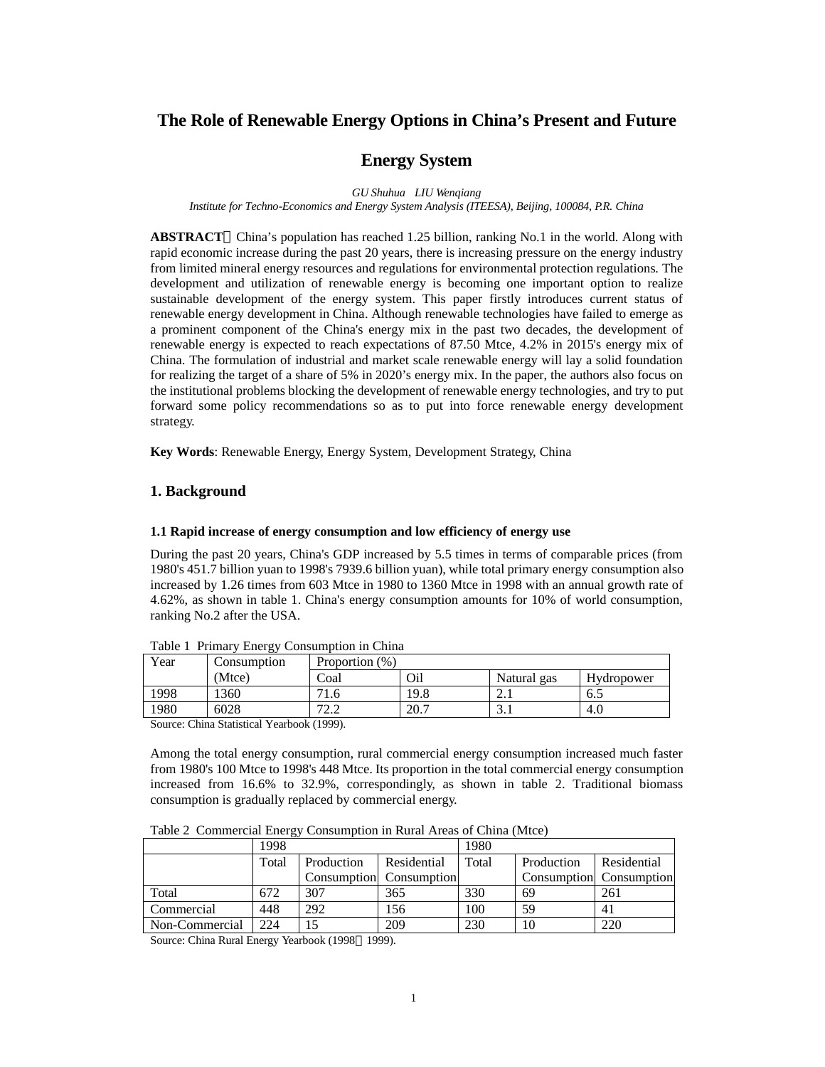# The Role of Renewable Energy Options in China's Present and Future Energy System

*GU Shuhua LIU Wenqiang*
*Institute for Techno-Economics and Energy System Analysis (ITEESA), Beijing, 100084, P.R. China*

**ABSTRACT**：China's population has reached 1.25 billion, ranking No.1 in the world. Along with rapid economic increase during the past 20 years, there is increasing pressure on the energy industry from limited mineral energy resources and regulations for environmental protection regulations. The development and utilization of renewable energy is becoming one important option to realize sustainable development of the energy system. This paper firstly introduces current status of renewable energy development in China. Although renewable technologies have failed to emerge as a prominent component of the China's energy mix in the past two decades, the development of renewable energy is expected to reach expectations of 87.50 Mtce, 4.2% in 2015's energy mix of China. The formulation of industrial and market scale renewable energy will lay a solid foundation for realizing the target of a share of 5% in 2020's energy mix. In the paper, the authors also focus on the institutional problems blocking the development of renewable energy technologies, and try to put forward some policy recommendations so as to put into force renewable energy development strategy.

**Key Words**: Renewable Energy, Energy System, Development Strategy, China

## 1. Background

### 1.1 Rapid increase of energy consumption and low efficiency of energy use

During the past 20 years, China's GDP increased by 5.5 times in terms of comparable prices (from 1980's 451.7 billion yuan to 1998's 7939.6 billion yuan), while total primary energy consumption also increased by 1.26 times from 603 Mtce in 1980 to 1360 Mtce in 1998 with an annual growth rate of 4.62%, as shown in table 1. China's energy consumption amounts for 10% of world consumption, ranking No.2 after the USA.

Table 1 Primary Energy Consumption in China

| Year | Consumption (Mtce) | Proportion (%) | | | |
|---|---|---|---|---|---|
| | | Coal | Oil | Natural gas | Hydropower |
| 1998 | 1360 | 71.6 | 19.8 | 2.1 | 6.5 |
| 1980 | 6028 | 72.2 | 20.7 | 3.1 | 4.0 |

Source: China Statistical Yearbook (1999).

Among the total energy consumption, rural commercial energy consumption increased much faster from 1980's 100 Mtce to 1998's 448 Mtce. Its proportion in the total commercial energy consumption increased from 16.6% to 32.9%, correspondingly, as shown in table 2. Traditional biomass consumption is gradually replaced by commercial energy.

Table 2 Commercial Energy Consumption in Rural Areas of China (Mtce)

| | 1998 | | | 1980 | | |
|---|---|---|---|---|---|---|
| | Total | Production Consumption | Residential Consumption | Total | Production Consumption | Residential Consumption |
| Total | 672 | 307 | 365 | 330 | 69 | 261 |
| Commercial | 448 | 292 | 156 | 100 | 59 | 41 |
| Non-Commercial | 224 | 15 | 209 | 230 | 10 | 220 |

Source: China Rural Energy Yearbook (1998～1999).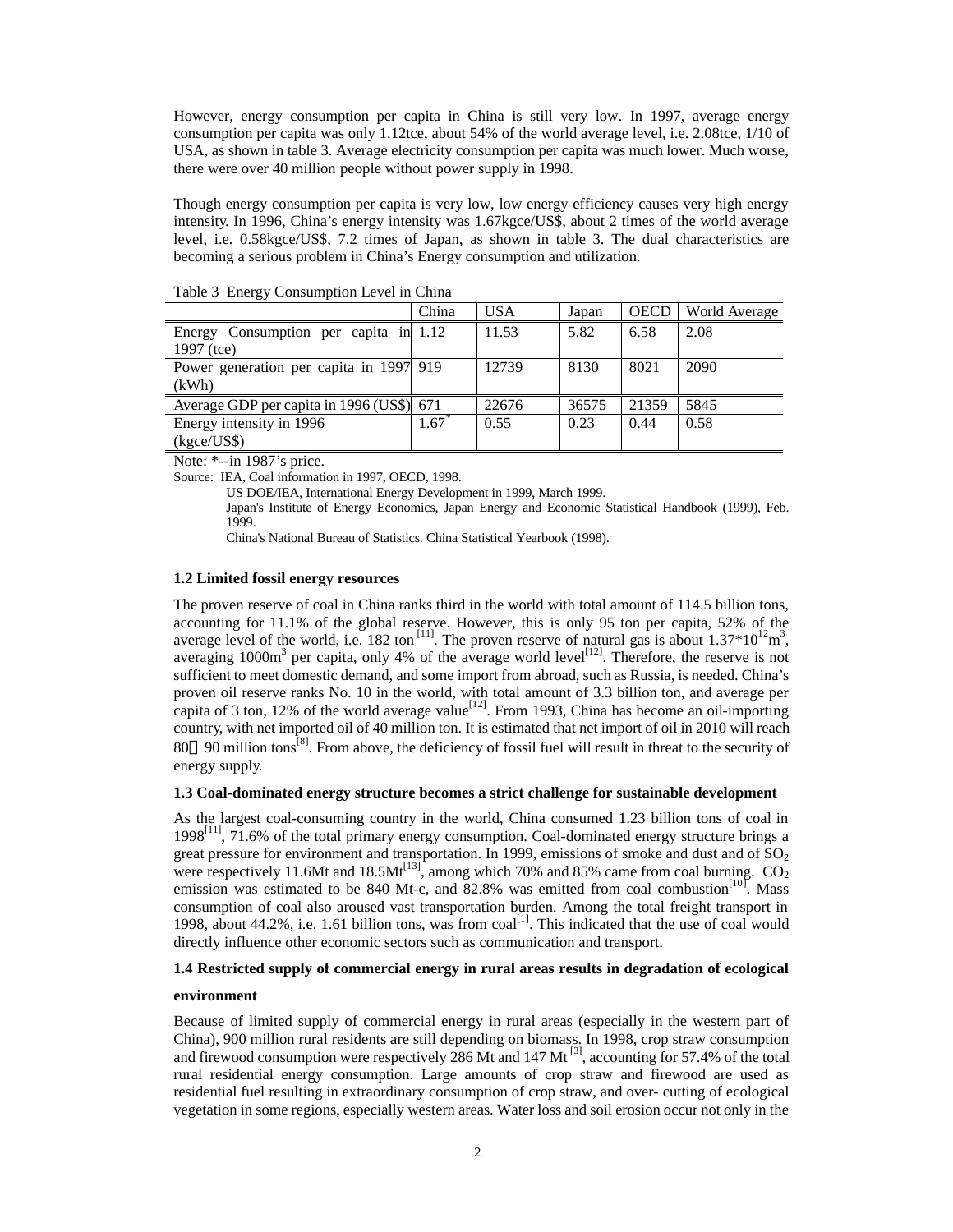However, energy consumption per capita in China is still very low. In 1997, average energy consumption per capita was only 1.12tce, about 54% of the world average level, i.e. 2.08tce, 1/10 of USA, as shown in table 3. Average electricity consumption per capita was much lower. Much worse, there were over 40 million people without power supply in 1998.

Though energy consumption per capita is very low, low energy efficiency causes very high energy intensity. In 1996, China's energy intensity was 1.67kgce/US$, about 2 times of the world average level, i.e. 0.58kgce/US$, 7.2 times of Japan, as shown in table 3. The dual characteristics are becoming a serious problem in China's Energy consumption and utilization.

Table 3 Energy Consumption Level in China

| | China | USA | Japan | OECD | World Average |
|---|---|---|---|---|---|
| Energy Consumption per capita in 1997 (tce) | 1.12 | 11.53 | 5.82 | 6.58 | 2.08 |
| Power generation per capita in 1997 (kWh) | 919 | 12739 | 8130 | 8021 | 2090 |
| Average GDP per capita in 1996 (US$) | 671 | 22676 | 36575 | 21359 | 5845 |
| Energy intensity in 1996 (kgce/US$) | 1.67* | 0.55 | 0.23 | 0.44 | 0.58 |

Note: *--in 1987's price.

Source: IEA, Coal information in 1997, OECD, 1998.

US DOE/IEA, International Energy Development in 1999, March 1999.

Japan's Institute of Energy Economics, Japan Energy and Economic Statistical Handbook (1999), Feb. 1999.

China's National Bureau of Statistics. China Statistical Yearbook (1998).

### 1.2 Limited fossil energy resources

The proven reserve of coal in China ranks third in the world with total amount of 114.5 billion tons, accounting for 11.1% of the global reserve. However, this is only 95 ton per capita, 52% of the average level of the world, i.e. 182 ton [11]. The proven reserve of natural gas is about $1.37*10^{12}m^3$, averaging $1000m^3$ per capita, only 4% of the average world level[12]. Therefore, the reserve is not sufficient to meet domestic demand, and some import from abroad, such as Russia, is needed. China's proven oil reserve ranks No. 10 in the world, with total amount of 3.3 billion ton, and average per capita of 3 ton, 12% of the world average value[12]. From 1993, China has become an oil-importing country, with net imported oil of 40 million ton. It is estimated that net import of oil in 2010 will reach 80～90 million tons[8]. From above, the deficiency of fossil fuel will result in threat to the security of energy supply.

### 1.3 Coal-dominated energy structure becomes a strict challenge for sustainable development

As the largest coal-consuming country in the world, China consumed 1.23 billion tons of coal in 1998[11], 71.6% of the total primary energy consumption. Coal-dominated energy structure brings a great pressure for environment and transportation. In 1999, emissions of smoke and dust and of $SO_2$ were respectively 11.6Mt and 18.5Mt[13], among which 70% and 85% came from coal burning. $CO_2$ emission was estimated to be 840 Mt-c, and 82.8% was emitted from coal combustion[10]. Mass consumption of coal also aroused vast transportation burden. Among the total freight transport in 1998, about 44.2%, i.e. 1.61 billion tons, was from coal[1]. This indicated that the use of coal would directly influence other economic sectors such as communication and transport.

### 1.4 Restricted supply of commercial energy in rural areas results in degradation of ecological environment

Because of limited supply of commercial energy in rural areas (especially in the western part of China), 900 million rural residents are still depending on biomass. In 1998, crop straw consumption and firewood consumption were respectively 286 Mt and 147 Mt [3], accounting for 57.4% of the total rural residential energy consumption. Large amounts of crop straw and firewood are used as residential fuel resulting in extraordinary consumption of crop straw, and over- cutting of ecological vegetation in some regions, especially western areas. Water loss and soil erosion occur not only in the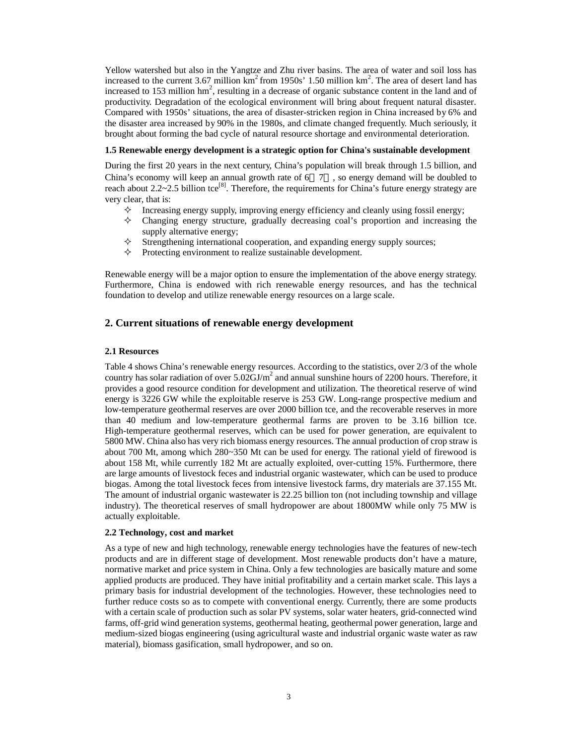Yellow watershed but also in the Yangtze and Zhu river basins. The area of water and soil loss has increased to the current 3.67 million $km^2$ from 1950s' 1.50 million $km^2$. The area of desert land has increased to 153 million $hm^2$, resulting in a decrease of organic substance content in the land and of productivity. Degradation of the ecological environment will bring about frequent natural disaster. Compared with 1950s' situations, the area of disaster-stricken region in China increased by 6% and the disaster area increased by 90% in the 1980s, and climate changed frequently. Much seriously, it brought about forming the bad cycle of natural resource shortage and environmental deterioration.

**1.5 Renewable energy development is a strategic option for China's sustainable development**

During the first 20 years in the next century, China's population will break through 1.5 billion, and China's economy will keep an annual growth rate of 6～7％, so energy demand will be doubled to reach about 2.2~2.5 billion tce[8]. Therefore, the requirements for China's future energy strategy are very clear, that is:

- ✧ Increasing energy supply, improving energy efficiency and cleanly using fossil energy;
- ✧ Changing energy structure, gradually decreasing coal's proportion and increasing the supply alternative energy;
- ✧ Strengthening international cooperation, and expanding energy supply sources;
- ✧ Protecting environment to realize sustainable development.

Renewable energy will be a major option to ensure the implementation of the above energy strategy. Furthermore, China is endowed with rich renewable energy resources, and has the technical foundation to develop and utilize renewable energy resources on a large scale.

## 2. Current situations of renewable energy development

**2.1 Resources**

Table 4 shows China's renewable energy resources. According to the statistics, over 2/3 of the whole country has solar radiation of over 5.02GJ/$m^2$ and annual sunshine hours of 2200 hours. Therefore, it provides a good resource condition for development and utilization. The theoretical reserve of wind energy is 3226 GW while the exploitable reserve is 253 GW. Long-range prospective medium and low-temperature geothermal reserves are over 2000 billion tce, and the recoverable reserves in more than 40 medium and low-temperature geothermal farms are proven to be 3.16 billion tce. High-temperature geothermal reserves, which can be used for power generation, are equivalent to 5800 MW. China also has very rich biomass energy resources. The annual production of crop straw is about 700 Mt, among which 280~350 Mt can be used for energy. The rational yield of firewood is about 158 Mt, while currently 182 Mt are actually exploited, over-cutting 15%. Furthermore, there are large amounts of livestock feces and industrial organic wastewater, which can be used to produce biogas. Among the total livestock feces from intensive livestock farms, dry materials are 37.155 Mt. The amount of industrial organic wastewater is 22.25 billion ton (not including township and village industry). The theoretical reserves of small hydropower are about 1800MW while only 75 MW is actually exploitable.

**2.2 Technology, cost and market**

As a type of new and high technology, renewable energy technologies have the features of new-tech products and are in different stage of development. Most renewable products don't have a mature, normative market and price system in China. Only a few technologies are basically mature and some applied products are produced. They have initial profitability and a certain market scale. This lays a primary basis for industrial development of the technologies. However, these technologies need to further reduce costs so as to compete with conventional energy. Currently, there are some products with a certain scale of production such as solar PV systems, solar water heaters, grid-connected wind farms, off-grid wind generation systems, geothermal heating, geothermal power generation, large and medium-sized biogas engineering (using agricultural waste and industrial organic waste water as raw material), biomass gasification, small hydropower, and so on.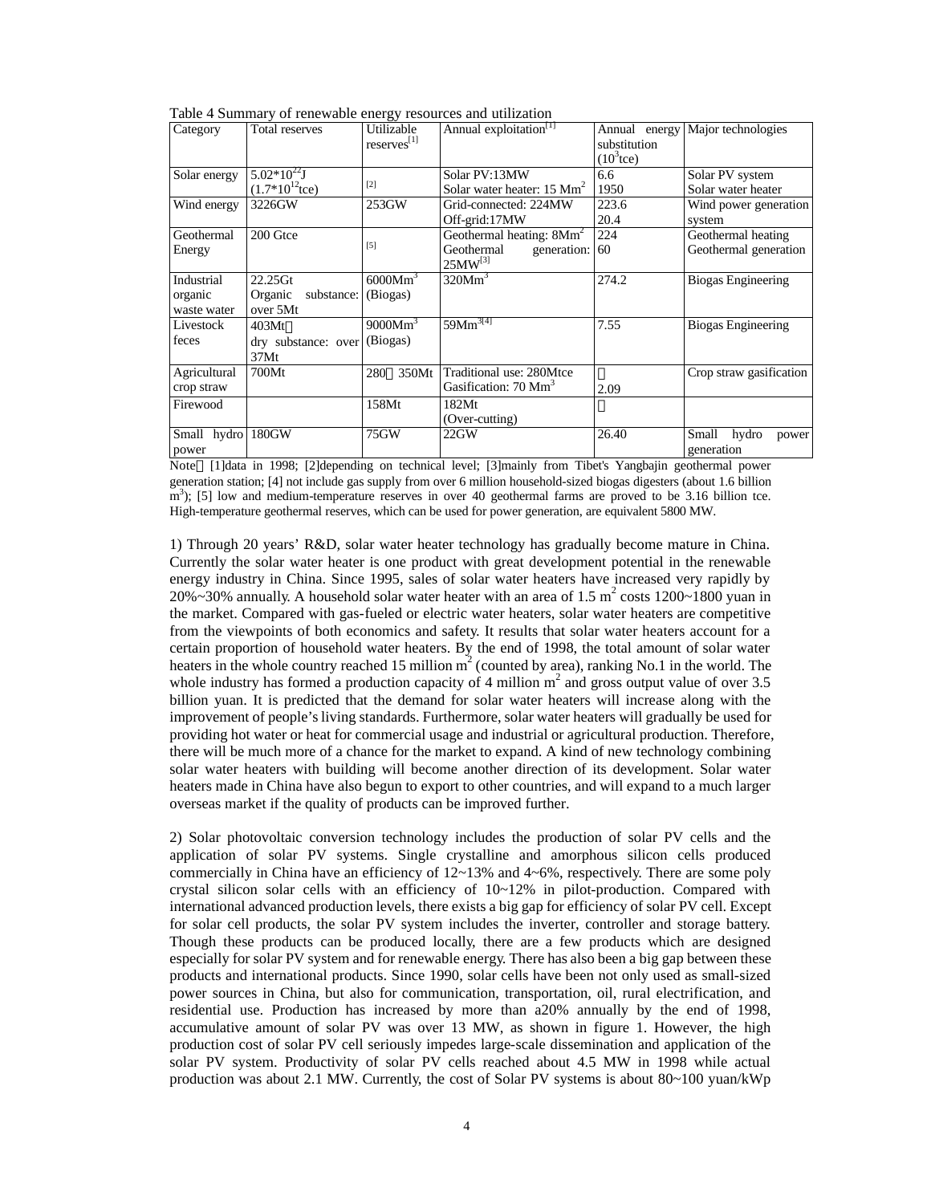Table 4 Summary of renewable energy resources and utilization

| Category | Total reserves | Utilizable reserves[1] | Annual exploitation[1] | Annual energy substitution ($10^3$tce) | Major technologies |
|---|---|---|---|---|---|
| Solar energy | $5.02*10^{22}$J ($1.7*10^{12}$tce) | [2] | Solar PV:13MW<br>Solar water heater: 15 $Mm^2$ | 6.6<br>1950 | Solar PV system<br>Solar water heater |
| Wind energy | 3226GW | 253GW | Grid-connected: 224MW<br>Off-grid:17MW | 223.6<br>20.4 | Wind power generation system |
| Geothermal Energy | 200 Gtce | [5] | Geothermal heating: 8$Mm^2$<br>Geothermal generation: 25MW[3] | 224<br>60 | Geothermal heating<br>Geothermal generation |
| Industrial organic waste water | 22.25Gt<br>Organic substance: over 5Mt | 6000$Mm^3$ (Biogas) | 320$Mm^3$ | 274.2 | Biogas Engineering |
| Livestock feces | 403Mt<br>dry substance: over 37Mt | 9000$Mm^3$ (Biogas) | 59$Mm^3$[4] | 7.55 | Biogas Engineering |
| Agricultural crop straw | 700Mt | 280 350Mt | Traditional use: 280Mtce<br>Gasification: 70 $Mm^3$ | <br>2.09 | Crop straw gasification |
| Firewood | | 158Mt | 182Mt<br>(Over-cutting) | | |
| Small hydro power | 180GW | 75GW | 22GW | 26.40 | Small hydro power generation |

Note [1]data in 1998; [2]depending on technical level; [3]mainly from Tibet's Yangbajin geothermal power generation station; [4] not include gas supply from over 6 million household-sized biogas digesters (about 1.6 billion $m^3$); [5] low and medium-temperature reserves in over 40 geothermal farms are proved to be 3.16 billion tce. High-temperature geothermal reserves, which can be used for power generation, are equivalent 5800 MW.

1) Through 20 years' R&D, solar water heater technology has gradually become mature in China. Currently the solar water heater is one product with great development potential in the renewable energy industry in China. Since 1995, sales of solar water heaters have increased very rapidly by 20%~30% annually. A household solar water heater with an area of 1.5 $m^2$ costs 1200~1800 yuan in the market. Compared with gas-fueled or electric water heaters, solar water heaters are competitive from the viewpoints of both economics and safety. It results that solar water heaters account for a certain proportion of household water heaters. By the end of 1998, the total amount of solar water heaters in the whole country reached 15 million $m^2$ (counted by area), ranking No.1 in the world. The whole industry has formed a production capacity of 4 million $m^2$ and gross output value of over 3.5 billion yuan. It is predicted that the demand for solar water heaters will increase along with the improvement of people's living standards. Furthermore, solar water heaters will gradually be used for providing hot water or heat for commercial usage and industrial or agricultural production. Therefore, there will be much more of a chance for the market to expand. A kind of new technology combining solar water heaters with building will become another direction of its development. Solar water heaters made in China have also begun to export to other countries, and will expand to a much larger overseas market if the quality of products can be improved further.

2) Solar photovoltaic conversion technology includes the production of solar PV cells and the application of solar PV systems. Single crystalline and amorphous silicon cells produced commercially in China have an efficiency of 12~13% and 4~6%, respectively. There are some poly crystal silicon solar cells with an efficiency of 10~12% in pilot-production. Compared with international advanced production levels, there exists a big gap for efficiency of solar PV cell. Except for solar cell products, the solar PV system includes the inverter, controller and storage battery. Though these products can be produced locally, there are a few products which are designed especially for solar PV system and for renewable energy. There has also been a big gap between these products and international products. Since 1990, solar cells have been not only used as small-sized power sources in China, but also for communication, transportation, oil, rural electrification, and residential use. Production has increased by more than a20% annually by the end of 1998, accumulative amount of solar PV was over 13 MW, as shown in figure 1. However, the high production cost of solar PV cell seriously impedes large-scale dissemination and application of the solar PV system. Productivity of solar PV cells reached about 4.5 MW in 1998 while actual production was about 2.1 MW. Currently, the cost of Solar PV systems is about 80~100 yuan/kWp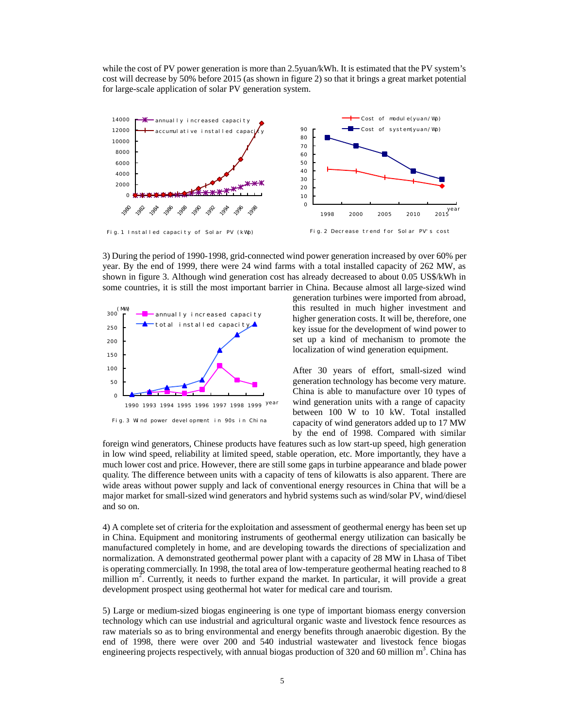while the cost of PV power generation is more than 2.5yuan/kWh. It is estimated that the PV system's cost will decrease by 50% before 2015 (as shown in figure 2) so that it brings a great market potential for large-scale application of solar PV generation system.

Fig. 1 Installed capacity of Solar PV (kWp)

Fig. 2 Decrease trend for Solar PV's cost

3) During the period of 1990-1998, grid-connected wind power generation increased by over 60% per year. By the end of 1999, there were 24 wind farms with a total installed capacity of 262 MW, as shown in figure 3. Although wind generation cost has already decreased to about 0.05 US$/kWh in some countries, it is still the most important barrier in China. Because almost all large-sized wind generation turbines were imported from abroad, this resulted in much higher investment and higher generation costs. It will be, therefore, one key issue for the development of wind power to set up a kind of mechanism to promote the localization of wind generation equipment.

Fig. 3 Wind power development in 90s in China

After 30 years of effort, small-sized wind generation technology has become very mature. China is able to manufacture over 10 types of wind generation units with a range of capacity between 100 W to 10 kW. Total installed capacity of wind generators added up to 17 MW by the end of 1998. Compared with similar foreign wind generators, Chinese products have features such as low start-up speed, high generation in low wind speed, reliability at limited speed, stable operation, etc. More importantly, they have a much lower cost and price. However, there are still some gaps in turbine appearance and blade power quality. The difference between units with a capacity of tens of kilowatts is also apparent. There are wide areas without power supply and lack of conventional energy resources in China that will be a major market for small-sized wind generators and hybrid systems such as wind/solar PV, wind/diesel and so on.

4) A complete set of criteria for the exploitation and assessment of geothermal energy has been set up in China. Equipment and monitoring instruments of geothermal energy utilization can basically be manufactured completely in home, and are developing towards the directions of specialization and normalization. A demonstrated geothermal power plant with a capacity of 28 MW in Lhasa of Tibet is operating commercially. In 1998, the total area of low-temperature geothermal heating reached to 8 million $m^2$. Currently, it needs to further expand the market. In particular, it will provide a great development prospect using geothermal hot water for medical care and tourism.

5) Large or medium-sized biogas engineering is one type of important biomass energy conversion technology which can use industrial and agricultural organic waste and livestock fence resources as raw materials so as to bring environmental and energy benefits through anaerobic digestion. By the end of 1998, there were over 200 and 540 industrial wastewater and livestock fence biogas engineering projects respectively, with annual biogas production of 320 and 60 million $m^3$. China has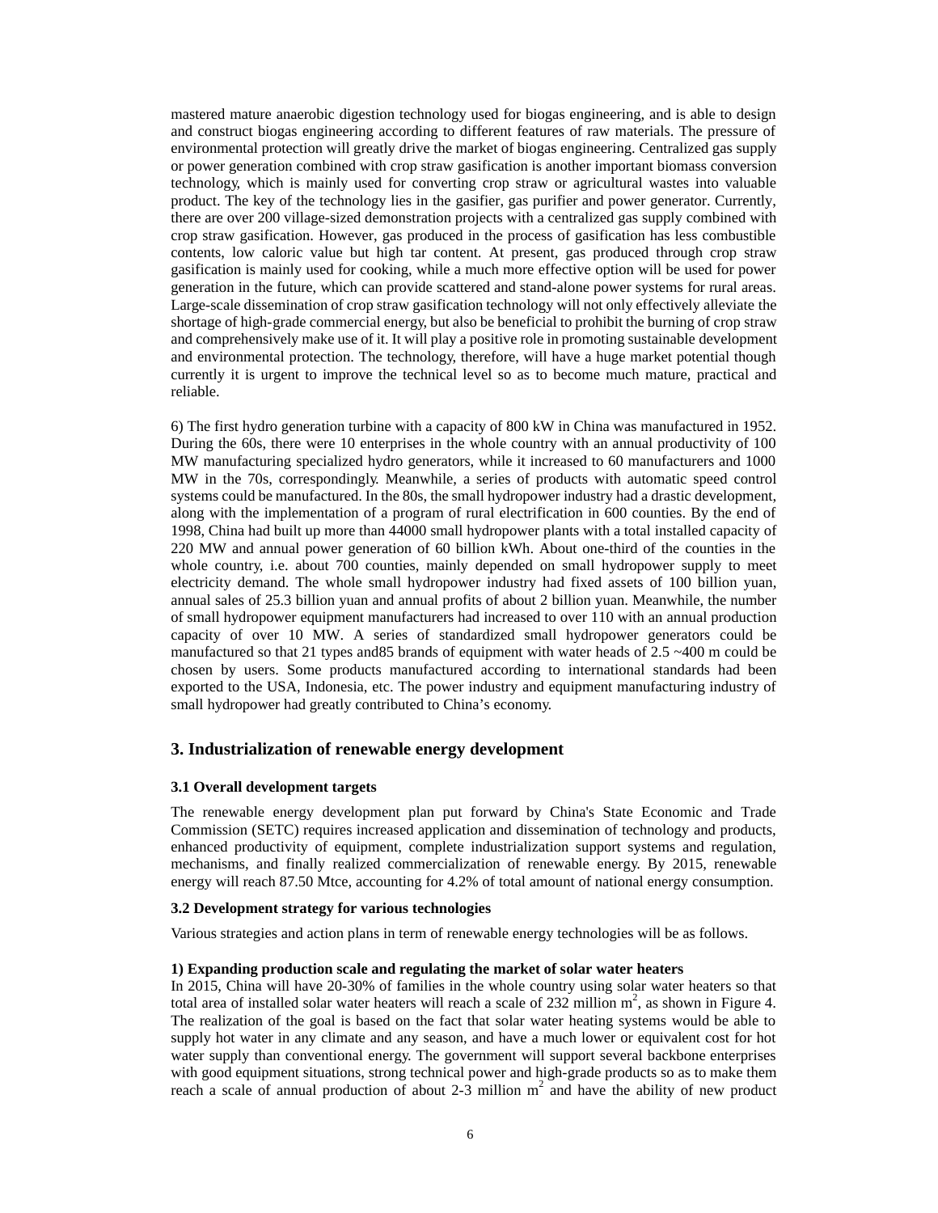mastered mature anaerobic digestion technology used for biogas engineering, and is able to design and construct biogas engineering according to different features of raw materials. The pressure of environmental protection will greatly drive the market of biogas engineering. Centralized gas supply or power generation combined with crop straw gasification is another important biomass conversion technology, which is mainly used for converting crop straw or agricultural wastes into valuable product. The key of the technology lies in the gasifier, gas purifier and power generator. Currently, there are over 200 village-sized demonstration projects with a centralized gas supply combined with crop straw gasification. However, gas produced in the process of gasification has less combustible contents, low caloric value but high tar content. At present, gas produced through crop straw gasification is mainly used for cooking, while a much more effective option will be used for power generation in the future, which can provide scattered and stand-alone power systems for rural areas. Large-scale dissemination of crop straw gasification technology will not only effectively alleviate the shortage of high-grade commercial energy, but also be beneficial to prohibit the burning of crop straw and comprehensively make use of it. It will play a positive role in promoting sustainable development and environmental protection. The technology, therefore, will have a huge market potential though currently it is urgent to improve the technical level so as to become much mature, practical and reliable.

6) The first hydro generation turbine with a capacity of 800 kW in China was manufactured in 1952. During the 60s, there were 10 enterprises in the whole country with an annual productivity of 100 MW manufacturing specialized hydro generators, while it increased to 60 manufacturers and 1000 MW in the 70s, correspondingly. Meanwhile, a series of products with automatic speed control systems could be manufactured. In the 80s, the small hydropower industry had a drastic development, along with the implementation of a program of rural electrification in 600 counties. By the end of 1998, China had built up more than 44000 small hydropower plants with a total installed capacity of 220 MW and annual power generation of 60 billion kWh. About one-third of the counties in the whole country, i.e. about 700 counties, mainly depended on small hydropower supply to meet electricity demand. The whole small hydropower industry had fixed assets of 100 billion yuan, annual sales of 25.3 billion yuan and annual profits of about 2 billion yuan. Meanwhile, the number of small hydropower equipment manufacturers had increased to over 110 with an annual production capacity of over 10 MW. A series of standardized small hydropower generators could be manufactured so that 21 types and85 brands of equipment with water heads of 2.5 ~400 m could be chosen by users. Some products manufactured according to international standards had been exported to the USA, Indonesia, etc. The power industry and equipment manufacturing industry of small hydropower had greatly contributed to China's economy.

## 3. Industrialization of renewable energy development

### 3.1 Overall development targets

The renewable energy development plan put forward by China's State Economic and Trade Commission (SETC) requires increased application and dissemination of technology and products, enhanced productivity of equipment, complete industrialization support systems and regulation, mechanisms, and finally realized commercialization of renewable energy. By 2015, renewable energy will reach 87.50 Mtce, accounting for 4.2% of total amount of national energy consumption.

### 3.2 Development strategy for various technologies

Various strategies and action plans in term of renewable energy technologies will be as follows.

**1) Expanding production scale and regulating the market of solar water heaters**

In 2015, China will have 20-30% of families in the whole country using solar water heaters so that total area of installed solar water heaters will reach a scale of 232 million $m^2$, as shown in Figure 4. The realization of the goal is based on the fact that solar water heating systems would be able to supply hot water in any climate and any season, and have a much lower or equivalent cost for hot water supply than conventional energy. The government will support several backbone enterprises with good equipment situations, strong technical power and high-grade products so as to make them reach a scale of annual production of about 2-3 million $m^2$ and have the ability of new product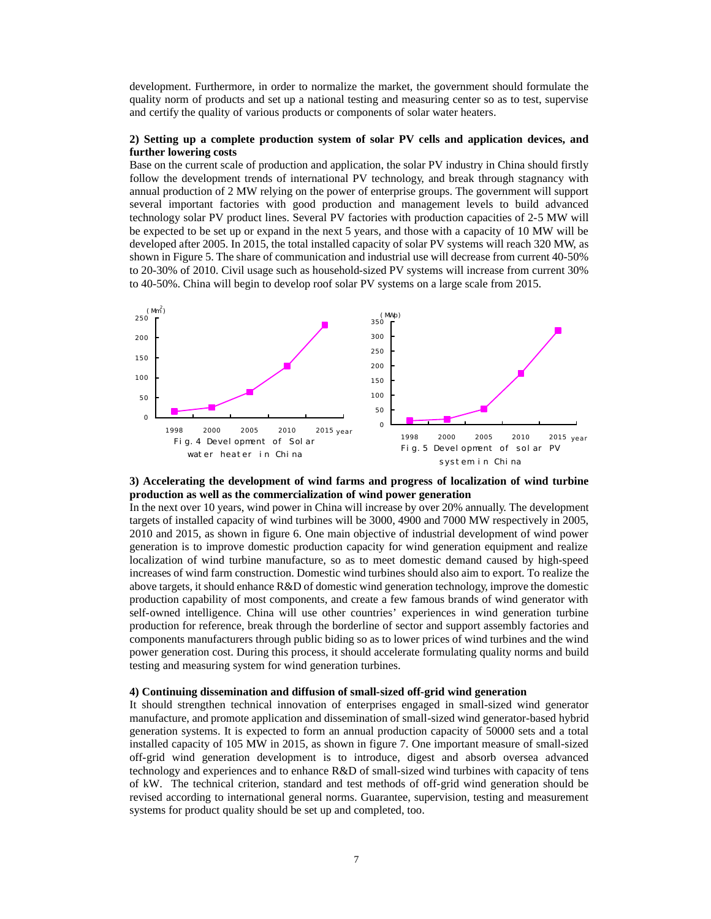development. Furthermore, in order to normalize the market, the government should formulate the quality norm of products and set up a national testing and measuring center so as to test, supervise and certify the quality of various products or components of solar water heaters.

**2) Setting up a complete production system of solar PV cells and application devices, and further lowering costs**

Base on the current scale of production and application, the solar PV industry in China should firstly follow the development trends of international PV technology, and break through stagnancy with annual production of 2 MW relying on the power of enterprise groups. The government will support several important factories with good production and management levels to build advanced technology solar PV product lines. Several PV factories with production capacities of 2-5 MW will be expected to be set up or expand in the next 5 years, and those with a capacity of 10 MW will be developed after 2005. In 2015, the total installed capacity of solar PV systems will reach 320 MW, as shown in Figure 5. The share of communication and industrial use will decrease from current 40-50% to 20-30% of 2010. Civil usage such as household-sized PV systems will increase from current 30% to 40-50%. China will begin to develop roof solar PV systems on a large scale from 2015.

Fig. 4 Development of Solar water heater in China

Fig. 5 Development of solar PV system in China

**3) Accelerating the development of wind farms and progress of localization of wind turbine production as well as the commercialization of wind power generation**

In the next over 10 years, wind power in China will increase by over 20% annually. The development targets of installed capacity of wind turbines will be 3000, 4900 and 7000 MW respectively in 2005, 2010 and 2015, as shown in figure 6. One main objective of industrial development of wind power generation is to improve domestic production capacity for wind generation equipment and realize localization of wind turbine manufacture, so as to meet domestic demand caused by high-speed increases of wind farm construction. Domestic wind turbines should also aim to export. To realize the above targets, it should enhance R&D of domestic wind generation technology, improve the domestic production capability of most components, and create a few famous brands of wind generator with self-owned intelligence. China will use other countries' experiences in wind generation turbine production for reference, break through the borderline of sector and support assembly factories and components manufacturers through public biding so as to lower prices of wind turbines and the wind power generation cost. During this process, it should accelerate formulating quality norms and build testing and measuring system for wind generation turbines.

**4) Continuing dissemination and diffusion of small-sized off-grid wind generation**

It should strengthen technical innovation of enterprises engaged in small-sized wind generator manufacture, and promote application and dissemination of small-sized wind generator-based hybrid generation systems. It is expected to form an annual production capacity of 50000 sets and a total installed capacity of 105 MW in 2015, as shown in figure 7. One important measure of small-sized off-grid wind generation development is to introduce, digest and absorb oversea advanced technology and experiences and to enhance R&D of small-sized wind turbines with capacity of tens of kW. The technical criterion, standard and test methods of off-grid wind generation should be revised according to international general norms. Guarantee, supervision, testing and measurement systems for product quality should be set up and completed, too.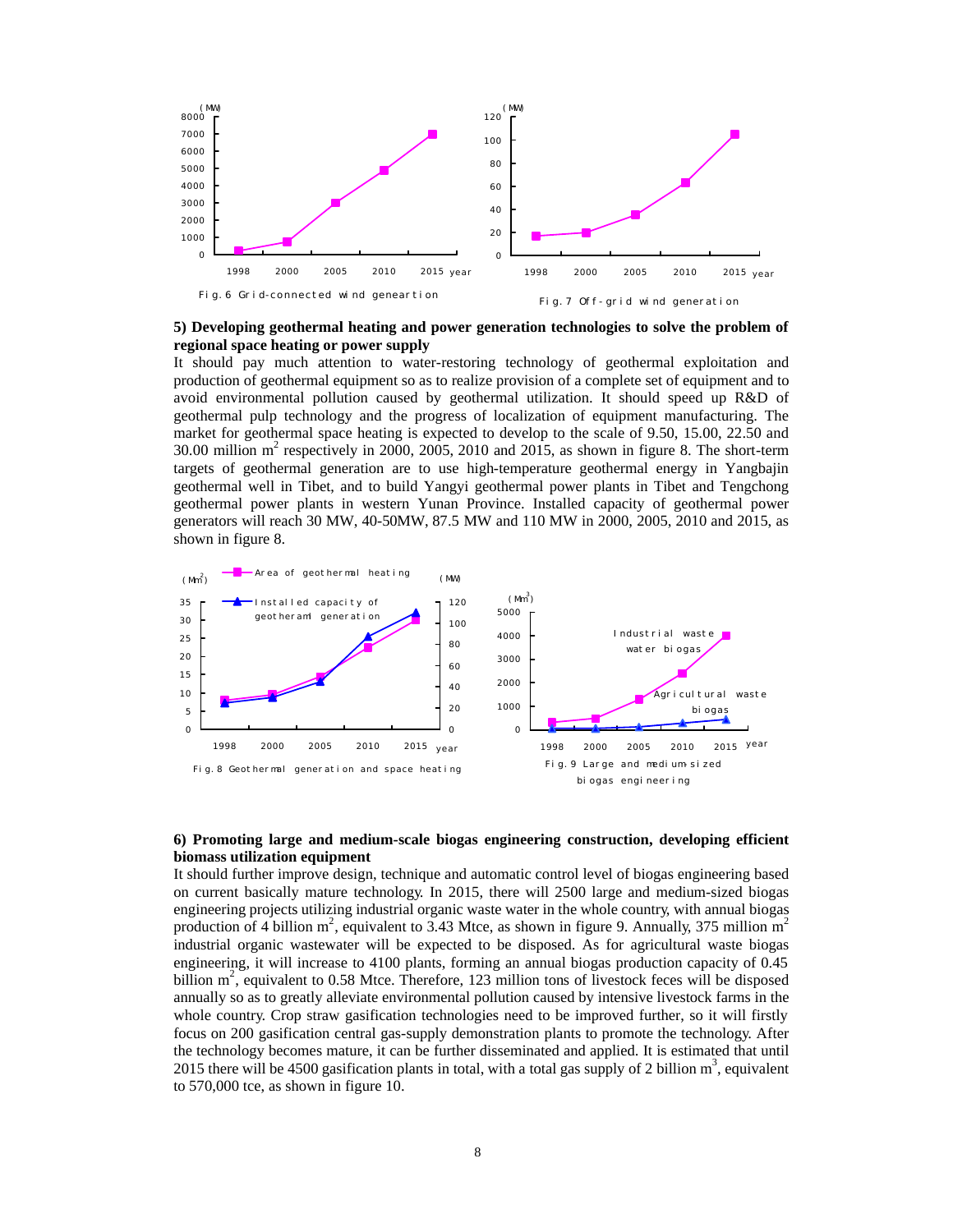Fig.6 Grid-connected wind genearation

Fig.7 Off-grid wind generation

**5) Developing geothermal heating and power generation technologies to solve the problem of regional space heating or power supply**

It should pay much attention to water-restoring technology of geothermal exploitation and production of geothermal equipment so as to realize provision of a complete set of equipment and to avoid environmental pollution caused by geothermal utilization. It should speed up R&D of geothermal pulp technology and the progress of localization of equipment manufacturing. The market for geothermal space heating is expected to develop to the scale of 9.50, 15.00, 22.50 and 30.00 million $m^2$ respectively in 2000, 2005, 2010 and 2015, as shown in figure 8. The short-term targets of geothermal generation are to use high-temperature geothermal energy in Yangbajin geothermal well in Tibet, and to build Yangyi geothermal power plants in Tibet and Tengchong geothermal power plants in western Yunan Province. Installed capacity of geothermal power generators will reach 30 MW, 40-50MW, 87.5 MW and 110 MW in 2000, 2005, 2010 and 2015, as shown in figure 8.

Fig.8 Geothermal generation and space heating

Fig.9 Large and medium-sized biogas engineering

**6) Promoting large and medium-scale biogas engineering construction, developing efficient biomass utilization equipment**

It should further improve design, technique and automatic control level of biogas engineering based on current basically mature technology. In 2015, there will 2500 large and medium-sized biogas engineering projects utilizing industrial organic waste water in the whole country, with annual biogas production of 4 billion $m^2$, equivalent to 3.43 Mtce, as shown in figure 9. Annually, 375 million $m^2$ industrial organic wastewater will be expected to be disposed. As for agricultural waste biogas engineering, it will increase to 4100 plants, forming an annual biogas production capacity of 0.45 billion $m^2$, equivalent to 0.58 Mtce. Therefore, 123 million tons of livestock feces will be disposed annually so as to greatly alleviate environmental pollution caused by intensive livestock farms in the whole country. Crop straw gasification technologies need to be improved further, so it will firstly focus on 200 gasification central gas-supply demonstration plants to promote the technology. After the technology becomes mature, it can be further disseminated and applied. It is estimated that until 2015 there will be 4500 gasification plants in total, with a total gas supply of 2 billion $m^3$, equivalent to 570,000 tce, as shown in figure 10.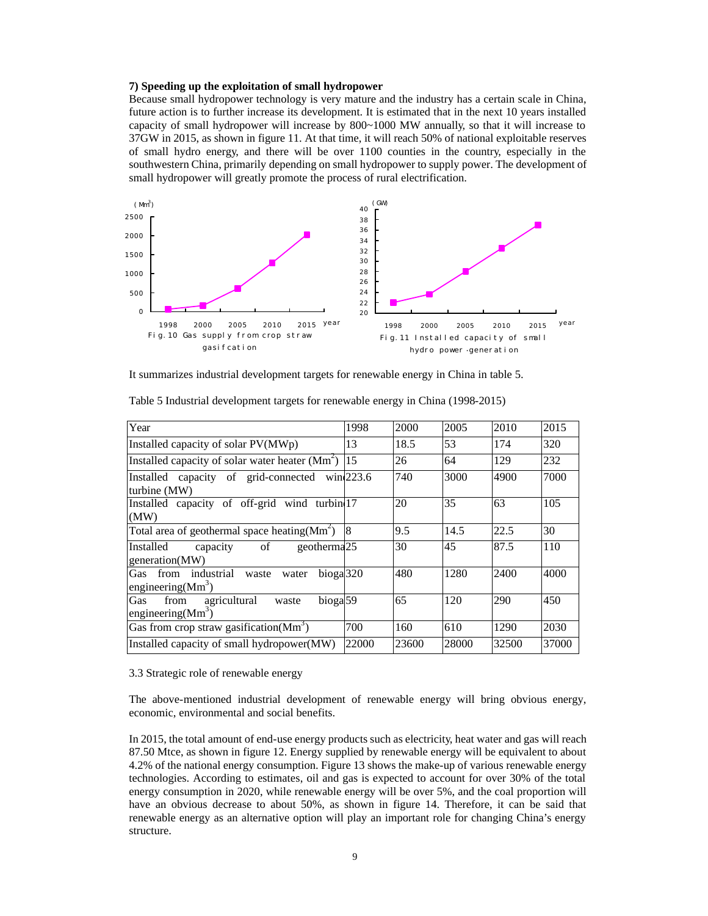**7) Speeding up the exploitation of small hydropower**

Because small hydropower technology is very mature and the industry has a certain scale in China, future action is to further increase its development. It is estimated that in the next 10 years installed capacity of small hydropower will increase by 800~1000 MW annually, so that it will increase to 37GW in 2015, as shown in figure 11. At that time, it will reach 50% of national exploitable reserves of small hydro energy, and there will be over 1100 counties in the country, especially in the southwestern China, primarily depending on small hydropower to supply power. The development of small hydropower will greatly promote the process of rural electrification.

Fig.10 Gas supply from crop straw gasification

Fig.11 Installed capacity of small hydro power-generation

It summarizes industrial development targets for renewable energy in China in table 5.

Table 5 Industrial development targets for renewable energy in China (1998-2015)

| Year | 1998 | 2000 | 2005 | 2010 | 2015 |
|---|---|---|---|---|---|
| Installed capacity of solar PV(MWp) | 13 | 18.5 | 53 | 174 | 320 |
| Installed capacity of solar water heater ($Mm^2$) | 15 | 26 | 64 | 129 | 232 |
| Installed capacity of grid-connected wind turbine (MW) | 223.6 | 740 | 3000 | 4900 | 7000 |
| Installed capacity of off-grid wind turbine (MW) | 17 | 20 | 35 | 63 | 105 |
| Total area of geothermal space heating($Mm^2$) | 8 | 9.5 | 14.5 | 22.5 | 30 |
| Installed capacity of geothermal generation(MW) | 25 | 30 | 45 | 87.5 | 110 |
| Gas from industrial waste water biogas engineering($Mm^3$) | 320 | 480 | 1280 | 2400 | 4000 |
| Gas from agricultural waste biogas engineering($Mm^3$) | 59 | 65 | 120 | 290 | 450 |
| Gas from crop straw gasification($Mm^3$) | 700 | 160 | 610 | 1290 | 2030 |
| Installed capacity of small hydropower(MW) | 22000 | 23600 | 28000 | 32500 | 37000 |

3.3 Strategic role of renewable energy

The above-mentioned industrial development of renewable energy will bring obvious energy, economic, environmental and social benefits.

In 2015, the total amount of end-use energy products such as electricity, heat water and gas will reach 87.50 Mtce, as shown in figure 12. Energy supplied by renewable energy will be equivalent to about 4.2% of the national energy consumption. Figure 13 shows the make-up of various renewable energy technologies. According to estimates, oil and gas is expected to account for over 30% of the total energy consumption in 2020, while renewable energy will be over 5%, and the coal proportion will have an obvious decrease to about 50%, as shown in figure 14. Therefore, it can be said that renewable energy as an alternative option will play an important role for changing China's energy structure.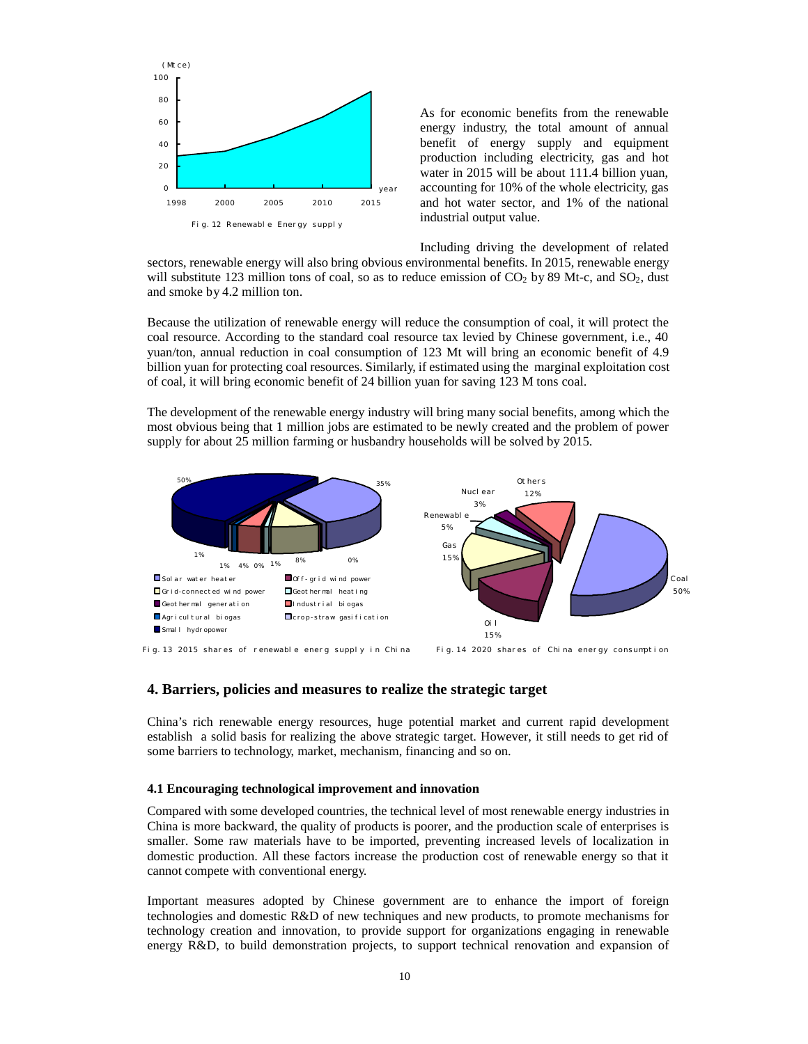Fig. 12 Renewable Energy supply

As for economic benefits from the renewable energy industry, the total amount of annual benefit of energy supply and equipment production including electricity, gas and hot water in 2015 will be about 111.4 billion yuan, accounting for 10% of the whole electricity, gas and hot water sector, and 1% of the national industrial output value.

Including driving the development of related sectors, renewable energy will also bring obvious environmental benefits. In 2015, renewable energy will substitute 123 million tons of coal, so as to reduce emission of $CO_2$ by 89 Mt-c, and $SO_2$, dust and smoke by 4.2 million ton.

Because the utilization of renewable energy will reduce the consumption of coal, it will protect the coal resource. According to the standard coal resource tax levied by Chinese government, i.e., 40 yuan/ton, annual reduction in coal consumption of 123 Mt will bring an economic benefit of 4.9 billion yuan for protecting coal resources. Similarly, if estimated using the marginal exploitation cost of coal, it will bring economic benefit of 24 billion yuan for saving 123 M tons coal.

The development of the renewable energy industry will bring many social benefits, among which the most obvious being that 1 million jobs are estimated to be newly created and the problem of power supply for about 25 million farming or husbandry households will be solved by 2015.

Fig. 13 2015 shares of renewable energ supply in China

Fig. 14 2020 shares of China energy consumption

## 4. Barriers, policies and measures to realize the strategic target

China's rich renewable energy resources, huge potential market and current rapid development establish a solid basis for realizing the above strategic target. However, it still needs to get rid of some barriers to technology, market, mechanism, financing and so on.

### 4.1 Encouraging technological improvement and innovation

Compared with some developed countries, the technical level of most renewable energy industries in China is more backward, the quality of products is poorer, and the production scale of enterprises is smaller. Some raw materials have to be imported, preventing increased levels of localization in domestic production. All these factors increase the production cost of renewable energy so that it cannot compete with conventional energy.

Important measures adopted by Chinese government are to enhance the import of foreign technologies and domestic R&D of new techniques and new products, to promote mechanisms for technology creation and innovation, to provide support for organizations engaging in renewable energy R&D, to build demonstration projects, to support technical renovation and expansion of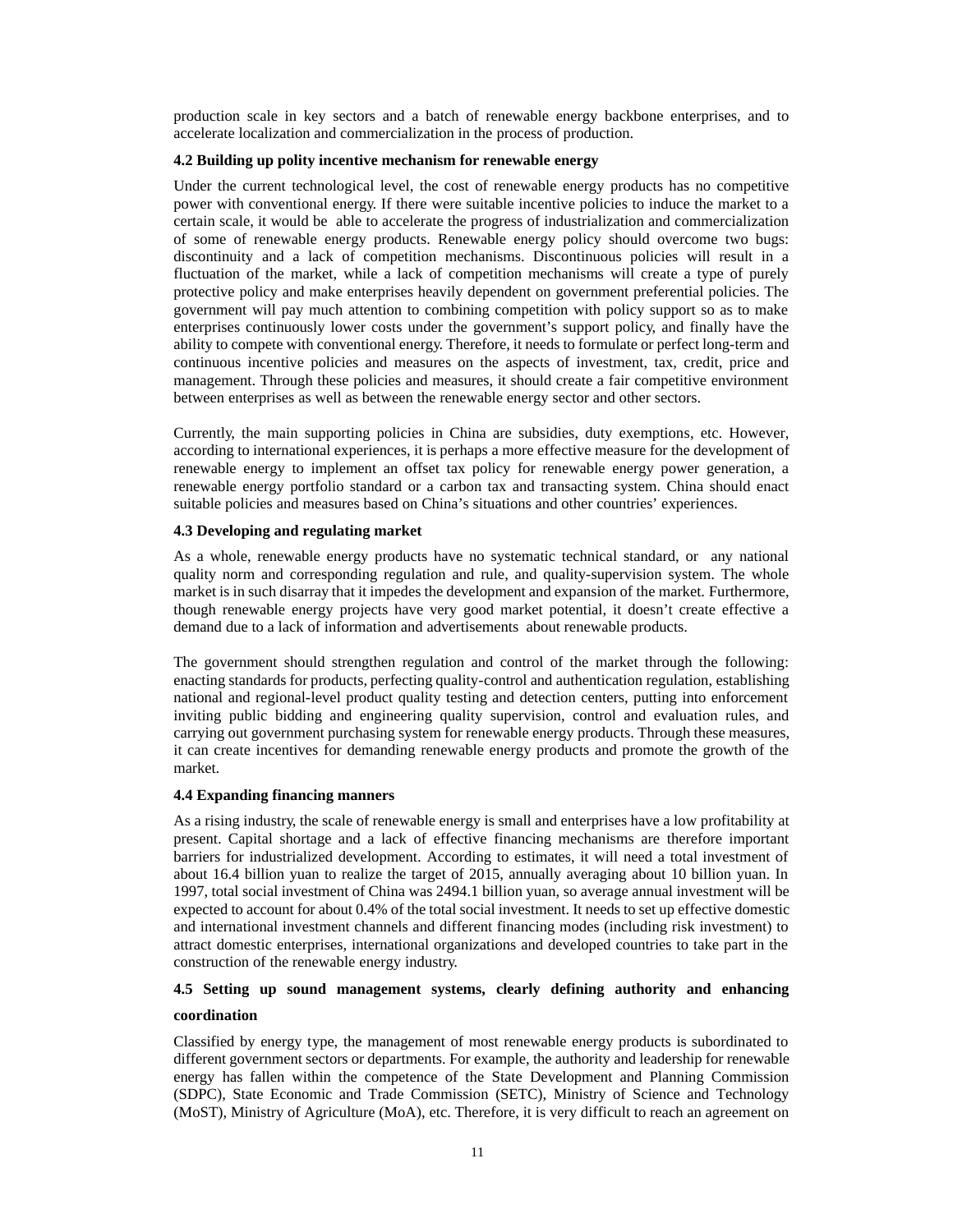production scale in key sectors and a batch of renewable energy backbone enterprises, and to accelerate localization and commercialization in the process of production.

### 4.2 Building up polity incentive mechanism for renewable energy

Under the current technological level, the cost of renewable energy products has no competitive power with conventional energy. If there were suitable incentive policies to induce the market to a certain scale, it would be able to accelerate the progress of industrialization and commercialization of some of renewable energy products. Renewable energy policy should overcome two bugs: discontinuity and a lack of competition mechanisms. Discontinuous policies will result in a fluctuation of the market, while a lack of competition mechanisms will create a type of purely protective policy and make enterprises heavily dependent on government preferential policies. The government will pay much attention to combining competition with policy support so as to make enterprises continuously lower costs under the government's support policy, and finally have the ability to compete with conventional energy. Therefore, it needs to formulate or perfect long-term and continuous incentive policies and measures on the aspects of investment, tax, credit, price and management. Through these policies and measures, it should create a fair competitive environment between enterprises as well as between the renewable energy sector and other sectors.

Currently, the main supporting policies in China are subsidies, duty exemptions, etc. However, according to international experiences, it is perhaps a more effective measure for the development of renewable energy to implement an offset tax policy for renewable energy power generation, a renewable energy portfolio standard or a carbon tax and transacting system. China should enact suitable policies and measures based on China's situations and other countries' experiences.

### 4.3 Developing and regulating market

As a whole, renewable energy products have no systematic technical standard, or any national quality norm and corresponding regulation and rule, and quality-supervision system. The whole market is in such disarray that it impedes the development and expansion of the market. Furthermore, though renewable energy projects have very good market potential, it doesn't create effective a demand due to a lack of information and advertisements about renewable products.

The government should strengthen regulation and control of the market through the following: enacting standards for products, perfecting quality-control and authentication regulation, establishing national and regional-level product quality testing and detection centers, putting into enforcement inviting public bidding and engineering quality supervision, control and evaluation rules, and carrying out government purchasing system for renewable energy products. Through these measures, it can create incentives for demanding renewable energy products and promote the growth of the market.

### 4.4 Expanding financing manners

As a rising industry, the scale of renewable energy is small and enterprises have a low profitability at present. Capital shortage and a lack of effective financing mechanisms are therefore important barriers for industrialized development. According to estimates, it will need a total investment of about 16.4 billion yuan to realize the target of 2015, annually averaging about 10 billion yuan. In 1997, total social investment of China was 2494.1 billion yuan, so average annual investment will be expected to account for about 0.4% of the total social investment. It needs to set up effective domestic and international investment channels and different financing modes (including risk investment) to attract domestic enterprises, international organizations and developed countries to take part in the construction of the renewable energy industry.

### 4.5 Setting up sound management systems, clearly defining authority and enhancing coordination

Classified by energy type, the management of most renewable energy products is subordinated to different government sectors or departments. For example, the authority and leadership for renewable energy has fallen within the competence of the State Development and Planning Commission (SDPC), State Economic and Trade Commission (SETC), Ministry of Science and Technology (MoST), Ministry of Agriculture (MoA), etc. Therefore, it is very difficult to reach an agreement on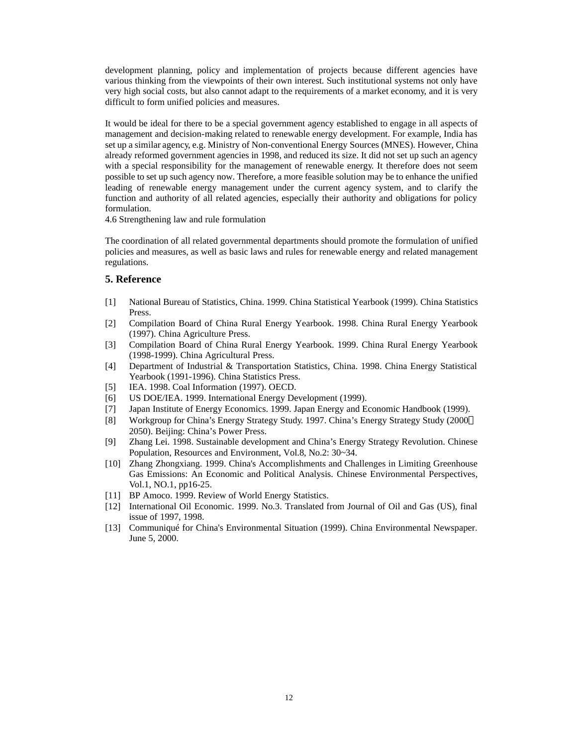development planning, policy and implementation of projects because different agencies have various thinking from the viewpoints of their own interest. Such institutional systems not only have very high social costs, but also cannot adapt to the requirements of a market economy, and it is very difficult to form unified policies and measures.

It would be ideal for there to be a special government agency established to engage in all aspects of management and decision-making related to renewable energy development. For example, India has set up a similar agency, e.g. Ministry of Non-conventional Energy Sources (MNES). However, China already reformed government agencies in 1998, and reduced its size. It did not set up such an agency with a special responsibility for the management of renewable energy. It therefore does not seem possible to set up such agency now. Therefore, a more feasible solution may be to enhance the unified leading of renewable energy management under the current agency system, and to clarify the function and authority of all related agencies, especially their authority and obligations for policy formulation.

4.6 Strengthening law and rule formulation

The coordination of all related governmental departments should promote the formulation of unified policies and measures, as well as basic laws and rules for renewable energy and related management regulations.

## 5. Reference

[1] National Bureau of Statistics, China. 1999. China Statistical Yearbook (1999). China Statistics Press.

[2] Compilation Board of China Rural Energy Yearbook. 1998. China Rural Energy Yearbook (1997). China Agriculture Press.

[3] Compilation Board of China Rural Energy Yearbook. 1999. China Rural Energy Yearbook (1998-1999). China Agricultural Press.

[4] Department of Industrial & Transportation Statistics, China. 1998. China Energy Statistical Yearbook (1991-1996). China Statistics Press.

[5] IEA. 1998. Coal Information (1997). OECD.

[6] US DOE/IEA. 1999. International Energy Development (1999).

[7] Japan Institute of Energy Economics. 1999. Japan Energy and Economic Handbook (1999).

[8] Workgroup for China's Energy Strategy Study. 1997. China's Energy Strategy Study (2000～2050). Beijing: China's Power Press.

[9] Zhang Lei. 1998. Sustainable development and China's Energy Strategy Revolution. Chinese Population, Resources and Environment, Vol.8, No.2: 30~34.

[10] Zhang Zhongxiang. 1999. China's Accomplishments and Challenges in Limiting Greenhouse Gas Emissions: An Economic and Political Analysis. Chinese Environmental Perspectives, Vol.1, NO.1, pp16-25.

[11] BP Amoco. 1999. Review of World Energy Statistics.

[12] International Oil Economic. 1999. No.3. Translated from Journal of Oil and Gas (US), final issue of 1997, 1998.

[13] Communiqué for China's Environmental Situation (1999). China Environmental Newspaper. June 5, 2000.